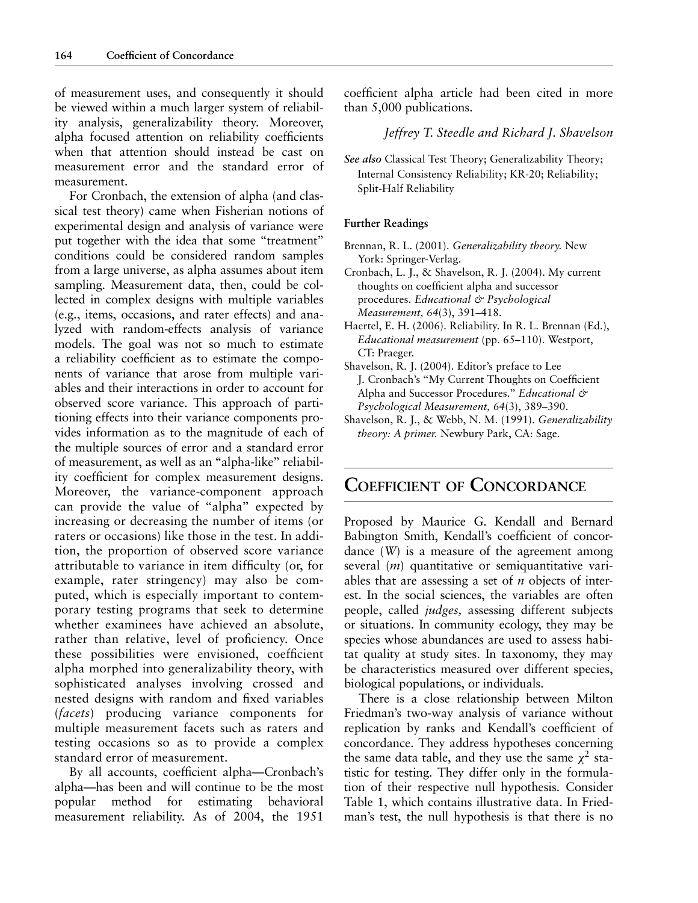of measurement uses, and consequently it should be viewed within a much larger system of reliability analysis, generalizability theory. Moreover, alpha focused attention on reliability coefficients when that attention should instead be cast on measurement error and the standard error of measurement.

For Cronbach, the extension of alpha (and classical test theory) came when Fisherian notions of experimental design and analysis of variance were put together with the idea that some "treatment" conditions could be considered random samples from a large universe, as alpha assumes about item sampling. Measurement data, then, could be collected in complex designs with multiple variables (e.g., items, occasions, and rater effects) and analyzed with random-effects analysis of variance models. The goal was not so much to estimate a reliability coefficient as to estimate the components of variance that arose from multiple variables and their interactions in order to account for observed score variance. This approach of partitioning effects into their variance components provides information as to the magnitude of each of the multiple sources of error and a standard error of measurement, as well as an "alpha-like" reliability coefficient for complex measurement designs. Moreover, the variance-component approach can provide the value of "alpha" expected by increasing or decreasing the number of items (or raters or occasions) like those in the test. In addition, the proportion of observed score variance attributable to variance in item difficulty (or, for example, rater stringency) may also be computed, which is especially important to contemporary testing programs that seek to determine whether examinees have achieved an absolute, rather than relative, level of proficiency. Once these possibilities were envisioned, coefficient alpha morphed into generalizability theory, with sophisticated analyses involving crossed and nested designs with random and fixed variables (*facets*) producing variance components for multiple measurement facets such as raters and testing occasions so as to provide a complex standard error of measurement.

By all accounts, coefficient alpha—Cronbach's alpha—has been and will continue to be the most popular method for estimating behavioral measurement reliability. As of 2004, the 1951 coefficient alpha article had been cited in more than 5,000 publications.

*Jeffrey T. Steedle and Richard J. Shavelson*

***See also*** Classical Test Theory; Generalizability Theory; Internal Consistency Reliability; KR-20; Reliability; Split-Half Reliability

#### Further Readings

Brennan, R. L. (2001). *Generalizability theory.* New York: Springer-Verlag.

Cronbach, L. J., & Shavelson, R. J. (2004). My current thoughts on coefficient alpha and successor procedures. *Educational & Psychological Measurement, 64*(3), 391–418.

Haertel, E. H. (2006). Reliability. In R. L. Brennan (Ed.), *Educational measurement* (pp. 65–110). Westport, CT: Praeger.

Shavelson, R. J. (2004). Editor's preface to Lee J. Cronbach's "My Current Thoughts on Coefficient Alpha and Successor Procedures." *Educational & Psychological Measurement, 64*(3), 389–390.

Shavelson, R. J., & Webb, N. M. (1991). *Generalizability theory: A primer.* Newbury Park, CA: Sage.

# Coefficient of Concordance

Proposed by Maurice G. Kendall and Bernard Babington Smith, Kendall's coefficient of concordance ($W$) is a measure of the agreement among several ($m$) quantitative or semiquantitative variables that are assessing a set of $n$ objects of interest. In the social sciences, the variables are often people, called *judges,* assessing different subjects or situations. In community ecology, they may be species whose abundances are used to assess habitat quality at study sites. In taxonomy, they may be characteristics measured over different species, biological populations, or individuals.

There is a close relationship between Milton Friedman's two-way analysis of variance without replication by ranks and Kendall's coefficient of concordance. They address hypotheses concerning the same data table, and they use the same $\chi^2$ statistic for testing. They differ only in the formulation of their respective null hypothesis. Consider Table 1, which contains illustrative data. In Friedman's test, the null hypothesis is that there is no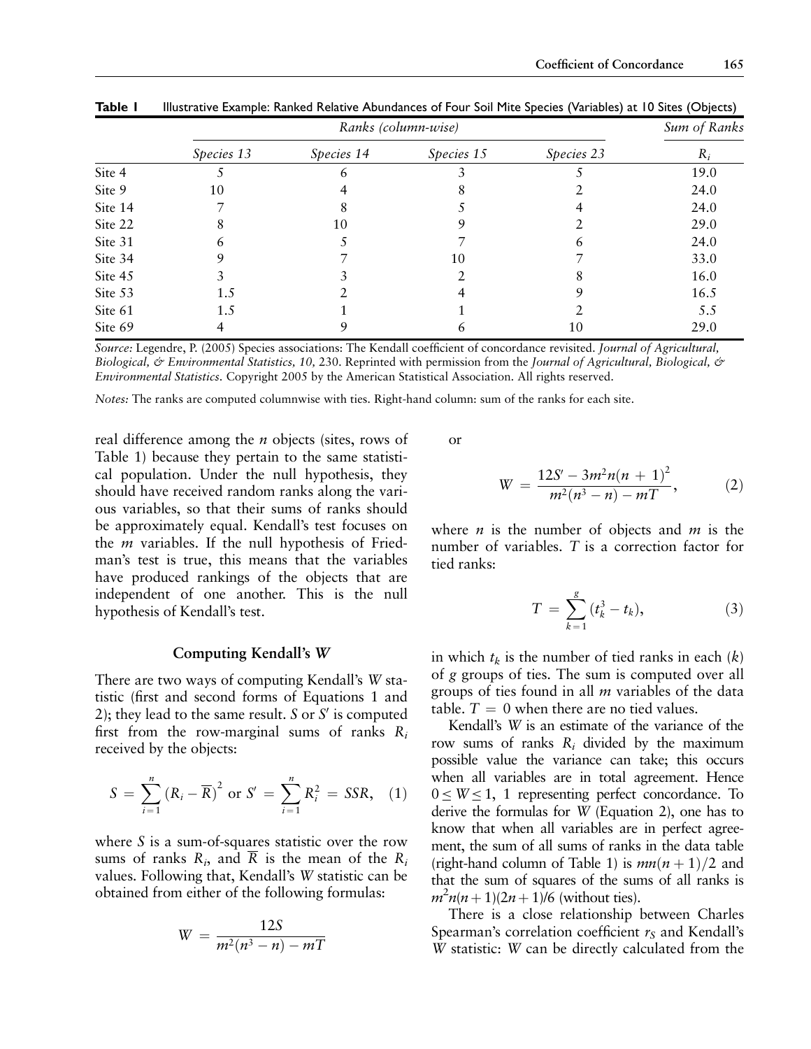**Table 1** Illustrative Example: Ranked Relative Abundances of Four Soil Mite Species (Variables) at 10 Sites (Objects)

| | *Ranks (column-wise)* | | | | *Sum of Ranks* |
|---|---|---|---|---|---|
| | *Species 13* | *Species 14* | *Species 15* | *Species 23* | $R_i$ |
| Site 4 | 5 | 6 | 3 | 5 | 19.0 |
| Site 9 | 10 | 4 | 8 | 2 | 24.0 |
| Site 14 | 7 | 8 | 5 | 4 | 24.0 |
| Site 22 | 8 | 10 | 9 | 2 | 29.0 |
| Site 31 | 6 | 5 | 7 | 6 | 24.0 |
| Site 34 | 9 | 7 | 10 | 7 | 33.0 |
| Site 45 | 3 | 3 | 2 | 8 | 16.0 |
| Site 53 | 1.5 | 2 | 4 | 9 | 16.5 |
| Site 61 | 1.5 | 1 | 1 | 2 | 5.5 |
| Site 69 | 4 | 9 | 6 | 10 | 29.0 |

*Source:* Legendre, P. (2005) Species associations: The Kendall coefficient of concordance revisited. *Journal of Agricultural, Biological, & Environmental Statistics, 10,* 230. Reprinted with permission from the *Journal of Agricultural, Biological, & Environmental Statistics*. Copyright 2005 by the American Statistical Association. All rights reserved.

*Notes:* The ranks are computed columnwise with ties. Right-hand column: sum of the ranks for each site.

real difference among the $n$ objects (sites, rows of Table 1) because they pertain to the same statistical population. Under the null hypothesis, they should have received random ranks along the various variables, so that their sums of ranks should be approximately equal. Kendall's test focuses on the $m$ variables. If the null hypothesis of Friedman's test is true, this means that the variables have produced rankings of the objects that are independent of one another. This is the null hypothesis of Kendall's test.

## Computing Kendall's $W$

There are two ways of computing Kendall's $W$ statistic (first and second forms of Equations 1 and 2); they lead to the same result. $S$ or $S'$ is computed first from the row-marginal sums of ranks $R_i$ received by the objects:

$$S = \sum_{i=1}^{n} (R_i - \overline{R})^2 \text{ or } S' = \sum_{i=1}^{n} R_i^2 = SSR, \quad (1)$$

where $S$ is a sum-of-squares statistic over the row sums of ranks $R_i$, and $\overline{R}$ is the mean of the $R_i$ values. Following that, Kendall's $W$ statistic can be obtained from either of the following formulas:

$$W = \frac{12S}{m^2(n^3 - n) - mT}$$

or

$$W = \frac{12S' - 3m^2n(n+1)^2}{m^2(n^3 - n) - mT}, \quad (2)$$

where $n$ is the number of objects and $m$ is the number of variables. $T$ is a correction factor for tied ranks:

$$T = \sum_{k=1}^{g} (t_k^3 - t_k), \quad (3)$$

in which $t_k$ is the number of tied ranks in each ($k$) of $g$ groups of ties. The sum is computed over all groups of ties found in all $m$ variables of the data table. $T = 0$ when there are no tied values.

Kendall's $W$ is an estimate of the variance of the row sums of ranks $R_i$ divided by the maximum possible value the variance can take; this occurs when all variables are in total agreement. Hence $0 \leq W \leq 1$, 1 representing perfect concordance. To derive the formulas for $W$ (Equation 2), one has to know that when all variables are in perfect agreement, the sum of all sums of ranks in the data table (right-hand column of Table 1) is $mn(n+1)/2$ and that the sum of squares of the sums of all ranks is $m^2n(n+1)(2n+1)/6$ (without ties).

There is a close relationship between Charles Spearman's correlation coefficient $r_S$ and Kendall's $W$ statistic: $W$ can be directly calculated from the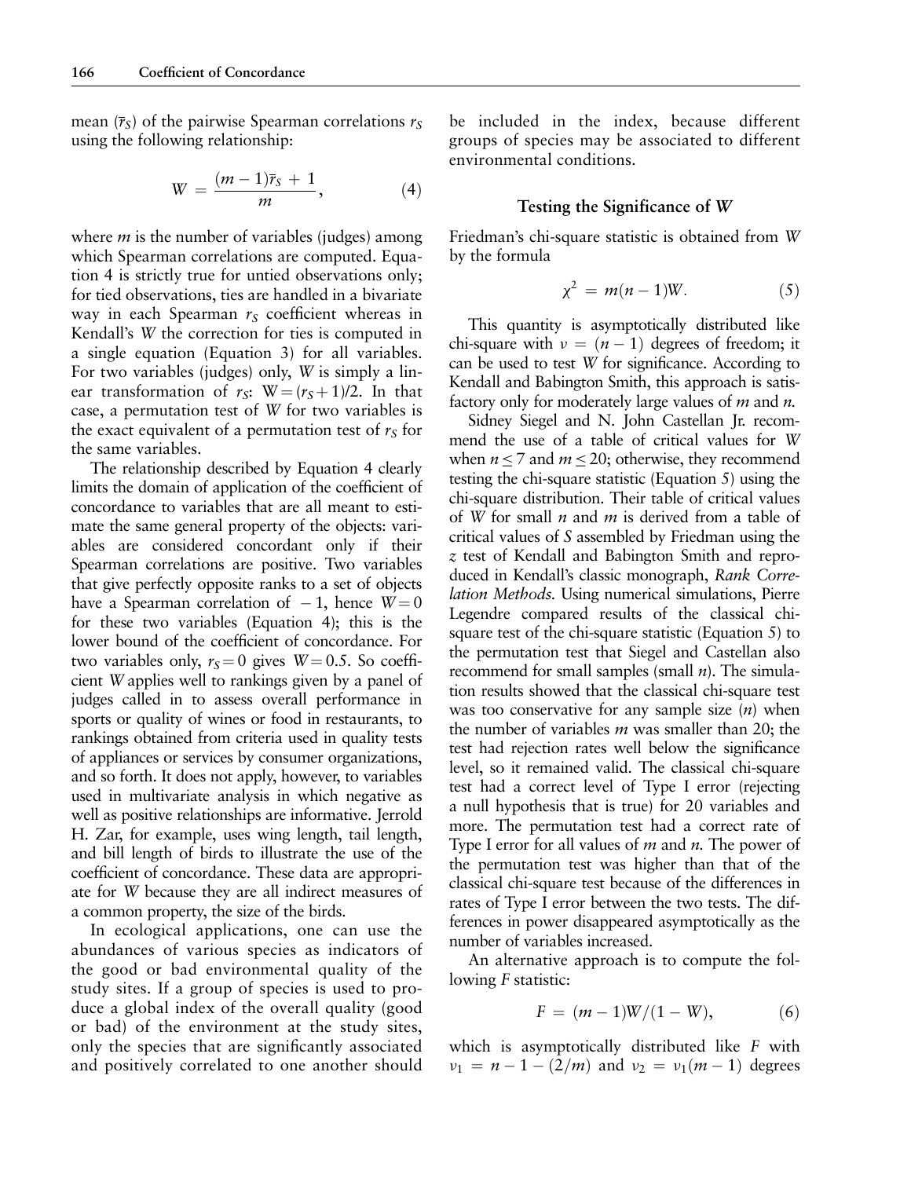mean ($\bar{r}_S$) of the pairwise Spearman correlations $r_S$ using the following relationship:

$$W = \frac{(m-1)\bar{r}_S + 1}{m}, \tag{4}$$

where $m$ is the number of variables (judges) among which Spearman correlations are computed. Equation 4 is strictly true for untied observations only; for tied observations, ties are handled in a bivariate way in each Spearman $r_S$ coefficient whereas in Kendall's $W$ the correction for ties is computed in a single equation (Equation 3) for all variables. For two variables (judges) only, $W$ is simply a linear transformation of $r_S$: $W = (r_S + 1)/2$. In that case, a permutation test of $W$ for two variables is the exact equivalent of a permutation test of $r_S$ for the same variables.

The relationship described by Equation 4 clearly limits the domain of application of the coefficient of concordance to variables that are all meant to estimate the same general property of the objects: variables are considered concordant only if their Spearman correlations are positive. Two variables that give perfectly opposite ranks to a set of objects have a Spearman correlation of $-1$, hence $W = 0$ for these two variables (Equation 4); this is the lower bound of the coefficient of concordance. For two variables only, $r_S = 0$ gives $W = 0.5$. So coefficient $W$ applies well to rankings given by a panel of judges called in to assess overall performance in sports or quality of wines or food in restaurants, to rankings obtained from criteria used in quality tests of appliances or services by consumer organizations, and so forth. It does not apply, however, to variables used in multivariate analysis in which negative as well as positive relationships are informative. Jerrold H. Zar, for example, uses wing length, tail length, and bill length of birds to illustrate the use of the coefficient of concordance. These data are appropriate for $W$ because they are all indirect measures of a common property, the size of the birds.

In ecological applications, one can use the abundances of various species as indicators of the good or bad environmental quality of the study sites. If a group of species is used to produce a global index of the overall quality (good or bad) of the environment at the study sites, only the species that are significantly associated and positively correlated to one another should be included in the index, because different groups of species may be associated to different environmental conditions.

## Testing the Significance of *W*

Friedman's chi-square statistic is obtained from $W$ by the formula

$$\chi^2 = m(n-1)W. \tag{5}$$

This quantity is asymptotically distributed like chi-square with $\nu = (n-1)$ degrees of freedom; it can be used to test $W$ for significance. According to Kendall and Babington Smith, this approach is satisfactory only for moderately large values of $m$ and $n$.

Sidney Siegel and N. John Castellan Jr. recommend the use of a table of critical values for $W$ when $n \leq 7$ and $m \leq 20$; otherwise, they recommend testing the chi-square statistic (Equation 5) using the chi-square distribution. Their table of critical values of $W$ for small $n$ and $m$ is derived from a table of critical values of $S$ assembled by Friedman using the $z$ test of Kendall and Babington Smith and reproduced in Kendall's classic monograph, *Rank Correlation Methods*. Using numerical simulations, Pierre Legendre compared results of the classical chi-square test of the chi-square statistic (Equation 5) to the permutation test that Siegel and Castellan also recommend for small samples (small $n$). The simulation results showed that the classical chi-square test was too conservative for any sample size ($n$) when the number of variables $m$ was smaller than 20; the test had rejection rates well below the significance level, so it remained valid. The classical chi-square test had a correct level of Type I error (rejecting a null hypothesis that is true) for 20 variables and more. The permutation test had a correct rate of Type I error for all values of $m$ and $n$. The power of the permutation test was higher than that of the classical chi-square test because of the differences in rates of Type I error between the two tests. The differences in power disappeared asymptotically as the number of variables increased.

An alternative approach is to compute the following $F$ statistic:

$$F = (m-1)W/(1-W), \tag{6}$$

which is asymptotically distributed like $F$ with $\nu_1 = n - 1 - (2/m)$ and $\nu_2 = \nu_1(m-1)$ degrees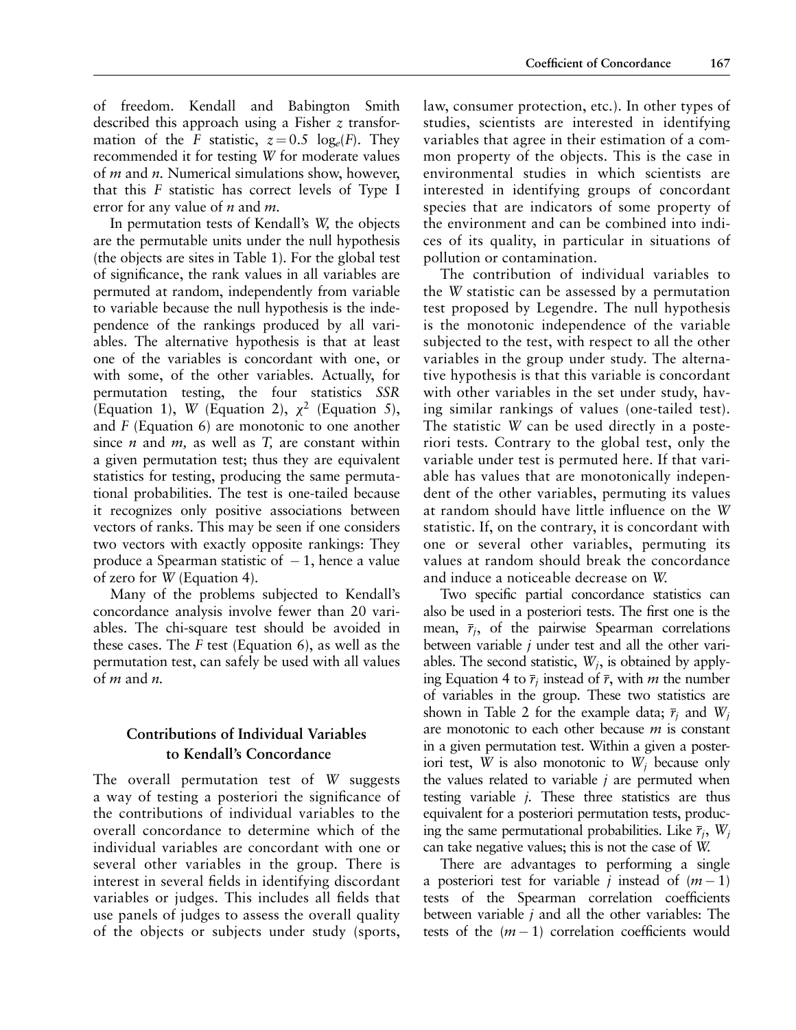of freedom. Kendall and Babington Smith described this approach using a Fisher $z$ transformation of the $F$ statistic, $z = 0.5\ \log_e(F)$. They recommended it for testing $W$ for moderate values of $m$ and $n$. Numerical simulations show, however, that this $F$ statistic has correct levels of Type I error for any value of $n$ and $m$.

In permutation tests of Kendall's $W$, the objects are the permutable units under the null hypothesis (the objects are sites in Table 1). For the global test of significance, the rank values in all variables are permuted at random, independently from variable to variable because the null hypothesis is the independence of the rankings produced by all variables. The alternative hypothesis is that at least one of the variables is concordant with one, or with some, of the other variables. Actually, for permutation testing, the four statistics $SSR$ (Equation 1), $W$ (Equation 2), $\chi^2$ (Equation 5), and $F$ (Equation 6) are monotonic to one another since $n$ and $m$, as well as $T$, are constant within a given permutation test; thus they are equivalent statistics for testing, producing the same permutational probabilities. The test is one-tailed because it recognizes only positive associations between vectors of ranks. This may be seen if one considers two vectors with exactly opposite rankings: They produce a Spearman statistic of $-1$, hence a value of zero for $W$ (Equation 4).

Many of the problems subjected to Kendall's concordance analysis involve fewer than 20 variables. The chi-square test should be avoided in these cases. The $F$ test (Equation 6), as well as the permutation test, can safely be used with all values of $m$ and $n$.

## Contributions of Individual Variables to Kendall's Concordance

The overall permutation test of $W$ suggests a way of testing a posteriori the significance of the contributions of individual variables to the overall concordance to determine which of the individual variables are concordant with one or several other variables in the group. There is interest in several fields in identifying discordant variables or judges. This includes all fields that use panels of judges to assess the overall quality of the objects or subjects under study (sports, law, consumer protection, etc.). In other types of studies, scientists are interested in identifying variables that agree in their estimation of a common property of the objects. This is the case in environmental studies in which scientists are interested in identifying groups of concordant species that are indicators of some property of the environment and can be combined into indices of its quality, in particular in situations of pollution or contamination.

The contribution of individual variables to the $W$ statistic can be assessed by a permutation test proposed by Legendre. The null hypothesis is the monotonic independence of the variable subjected to the test, with respect to all the other variables in the group under study. The alternative hypothesis is that this variable is concordant with other variables in the set under study, having similar rankings of values (one-tailed test). The statistic $W$ can be used directly in a posteriori tests. Contrary to the global test, only the variable under test is permuted here. If that variable has values that are monotonically independent of the other variables, permuting its values at random should have little influence on the $W$ statistic. If, on the contrary, it is concordant with one or several other variables, permuting its values at random should break the concordance and induce a noticeable decrease on $W$.

Two specific partial concordance statistics can also be used in a posteriori tests. The first one is the mean, $\bar{r}_j$, of the pairwise Spearman correlations between variable $j$ under test and all the other variables. The second statistic, $W_j$, is obtained by applying Equation 4 to $\bar{r}_j$ instead of $\bar{r}$, with $m$ the number of variables in the group. These two statistics are shown in Table 2 for the example data; $\bar{r}_j$ and $W_j$ are monotonic to each other because $m$ is constant in a given permutation test. Within a given a posteriori test, $W$ is also monotonic to $W_j$ because only the values related to variable $j$ are permuted when testing variable $j$. These three statistics are thus equivalent for a posteriori permutation tests, producing the same permutational probabilities. Like $\bar{r}_j$, $W_j$ can take negative values; this is not the case of $W$.

There are advantages to performing a single a posteriori test for variable $j$ instead of $(m-1)$ tests of the Spearman correlation coefficients between variable $j$ and all the other variables: The tests of the $(m-1)$ correlation coefficients would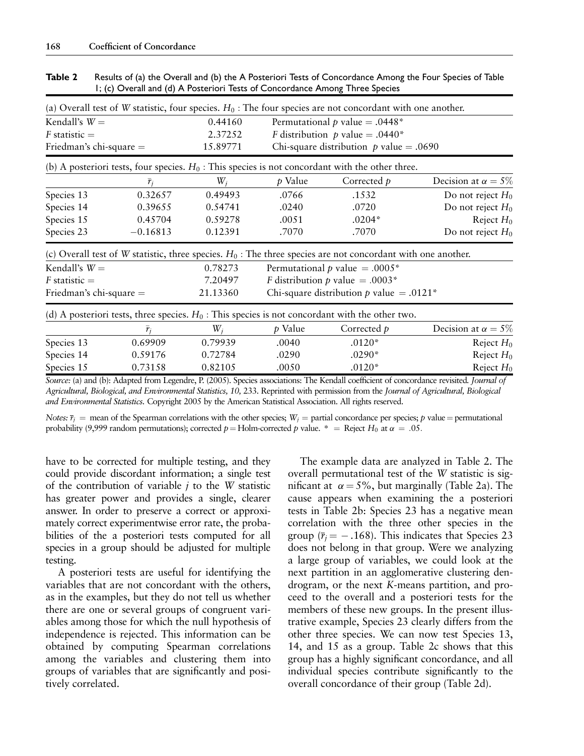**Table 2** Results of (a) the Overall and (b) the A Posteriori Tests of Concordance Among the Four Species of Table 1; (c) Overall and (d) A Posteriori Tests of Concordance Among Three Species

(a) Overall test of $W$ statistic, four species. $H_0$ : The four species are not concordant with one another.

| | | |
|---|---|---|
| Kendall's $W =$ | 0.44160 | Permutational $p$ value = .0448* |
| $F$ statistic = | 2.37252 | $F$ distribution $p$ value = .0440* |
| Friedman's chi-square = | 15.89771 | Chi-square distribution $p$ value = .0690 |

(b) A posteriori tests, four species. $H_0$ : This species is not concordant with the other three.

| | $\bar{r}_j$ | $W_j$ | $p$ Value | Corrected $p$ | Decision at $\alpha = 5\%$ |
|---|---|---|---|---|---|
| Species 13 | 0.32657 | 0.49493 | .0766 | .1532 | Do not reject $H_0$ |
| Species 14 | 0.39655 | 0.54741 | .0240 | .0720 | Do not reject $H_0$ |
| Species 15 | 0.45704 | 0.59278 | .0051 | .0204* | Reject $H_0$ |
| Species 23 | −0.16813 | 0.12391 | .7070 | .7070 | Do not reject $H_0$ |

(c) Overall test of $W$ statistic, three species. $H_0$ : The three species are not concordant with one another.

| | | |
|---|---|---|
| Kendall's $W =$ | 0.78273 | Permutational $p$ value = .0005* |
| $F$ statistic = | 7.20497 | $F$ distribution $p$ value = .0003* |
| Friedman's chi-square = | 21.13360 | Chi-square distribution $p$ value = .0121* |

(d) A posteriori tests, three species. $H_0$ : This species is not concordant with the other two.

| | $\bar{r}_j$ | $W_j$ | $p$ Value | Corrected $p$ | Decision at $\alpha = 5\%$ |
|---|---|---|---|---|---|
| Species 13 | 0.69909 | 0.79939 | .0040 | .0120* | Reject $H_0$ |
| Species 14 | 0.59176 | 0.72784 | .0290 | .0290* | Reject $H_0$ |
| Species 15 | 0.73158 | 0.82105 | .0050 | .0120* | Reject $H_0$ |

*Source:* (a) and (b): Adapted from Legendre, P. (2005). Species associations: The Kendall coefficient of concordance revisited. *Journal of Agricultural, Biological, and Environmental Statistics, 10,* 233. Reprinted with permission from the *Journal of Agricultural, Biological and Environmental Statistics.* Copyright 2005 by the American Statistical Association. All rights reserved.

*Notes:* $\bar{r}_j$ = mean of the Spearman correlations with the other species; $W_j$ = partial concordance per species; $p$ value = permutational probability (9,999 random permutations); corrected $p$ = Holm-corrected $p$ value. * = Reject $H_0$ at $\alpha = .05$.

have to be corrected for multiple testing, and they could provide discordant information; a single test of the contribution of variable $j$ to the $W$ statistic has greater power and provides a single, clearer answer. In order to preserve a correct or approximately correct experimentwise error rate, the probabilities of the a posteriori tests computed for all species in a group should be adjusted for multiple testing.

A posteriori tests are useful for identifying the variables that are not concordant with the others, as in the examples, but they do not tell us whether there are one or several groups of congruent variables among those for which the null hypothesis of independence is rejected. This information can be obtained by computing Spearman correlations among the variables and clustering them into groups of variables that are significantly and positively correlated.

The example data are analyzed in Table 2. The overall permutational test of the $W$ statistic is significant at $\alpha = 5\%$, but marginally (Table 2a). The cause appears when examining the a posteriori tests in Table 2b: Species 23 has a negative mean correlation with the three other species in the group ($\bar{r}_j = -.168$). This indicates that Species 23 does not belong in that group. Were we analyzing a large group of variables, we could look at the next partition in an agglomerative clustering dendrogram, or the next $K$-means partition, and proceed to the overall and a posteriori tests for the members of these new groups. In the present illustrative example, Species 23 clearly differs from the other three species. We can now test Species 13, 14, and 15 as a group. Table 2c shows that this group has a highly significant concordance, and all individual species contribute significantly to the overall concordance of their group (Table 2d).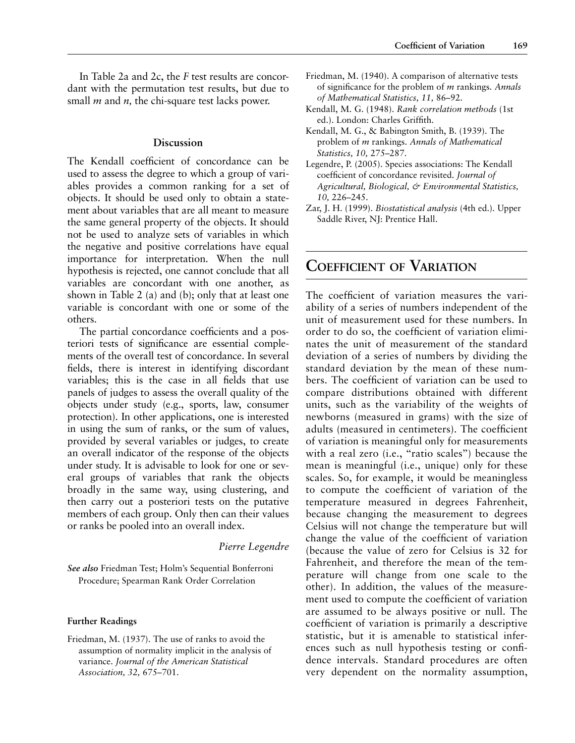In Table 2a and 2c, the *F* test results are concordant with the permutation test results, but due to small *m* and *n,* the chi-square test lacks power.

### Discussion

The Kendall coefficient of concordance can be used to assess the degree to which a group of variables provides a common ranking for a set of objects. It should be used only to obtain a statement about variables that are all meant to measure the same general property of the objects. It should not be used to analyze sets of variables in which the negative and positive correlations have equal importance for interpretation. When the null hypothesis is rejected, one cannot conclude that all variables are concordant with one another, as shown in Table 2 (a) and (b); only that at least one variable is concordant with one or some of the others.

The partial concordance coefficients and a posteriori tests of significance are essential complements of the overall test of concordance. In several fields, there is interest in identifying discordant variables; this is the case in all fields that use panels of judges to assess the overall quality of the objects under study (e.g., sports, law, consumer protection). In other applications, one is interested in using the sum of ranks, or the sum of values, provided by several variables or judges, to create an overall indicator of the response of the objects under study. It is advisable to look for one or several groups of variables that rank the objects broadly in the same way, using clustering, and then carry out a posteriori tests on the putative members of each group. Only then can their values or ranks be pooled into an overall index.

*Pierre Legendre*

***See also*** Friedman Test; Holm's Sequential Bonferroni Procedure; Spearman Rank Order Correlation

#### Further Readings

Friedman, M. (1937). The use of ranks to avoid the assumption of normality implicit in the analysis of variance. *Journal of the American Statistical Association, 32,* 675–701.

Friedman, M. (1940). A comparison of alternative tests of significance for the problem of *m* rankings. *Annals of Mathematical Statistics, 11,* 86–92.

Kendall, M. G. (1948). *Rank correlation methods* (1st ed.). London: Charles Griffith.

Kendall, M. G., & Babington Smith, B. (1939). The problem of *m* rankings. *Annals of Mathematical Statistics, 10,* 275–287.

Legendre, P. (2005). Species associations: The Kendall coefficient of concordance revisited. *Journal of Agricultural, Biological, & Environmental Statistics, 10,* 226–245.

Zar, J. H. (1999). *Biostatistical analysis* (4th ed.). Upper Saddle River, NJ: Prentice Hall.

## Coefficient of Variation

The coefficient of variation measures the variability of a series of numbers independent of the unit of measurement used for these numbers. In order to do so, the coefficient of variation eliminates the unit of measurement of the standard deviation of a series of numbers by dividing the standard deviation by the mean of these numbers. The coefficient of variation can be used to compare distributions obtained with different units, such as the variability of the weights of newborns (measured in grams) with the size of adults (measured in centimeters). The coefficient of variation is meaningful only for measurements with a real zero (i.e., "ratio scales") because the mean is meaningful (i.e., unique) only for these scales. So, for example, it would be meaningless to compute the coefficient of variation of the temperature measured in degrees Fahrenheit, because changing the measurement to degrees Celsius will not change the temperature but will change the value of the coefficient of variation (because the value of zero for Celsius is 32 for Fahrenheit, and therefore the mean of the temperature will change from one scale to the other). In addition, the values of the measurement used to compute the coefficient of variation are assumed to be always positive or null. The coefficient of variation is primarily a descriptive statistic, but it is amenable to statistical inferences such as null hypothesis testing or confidence intervals. Standard procedures are often very dependent on the normality assumption,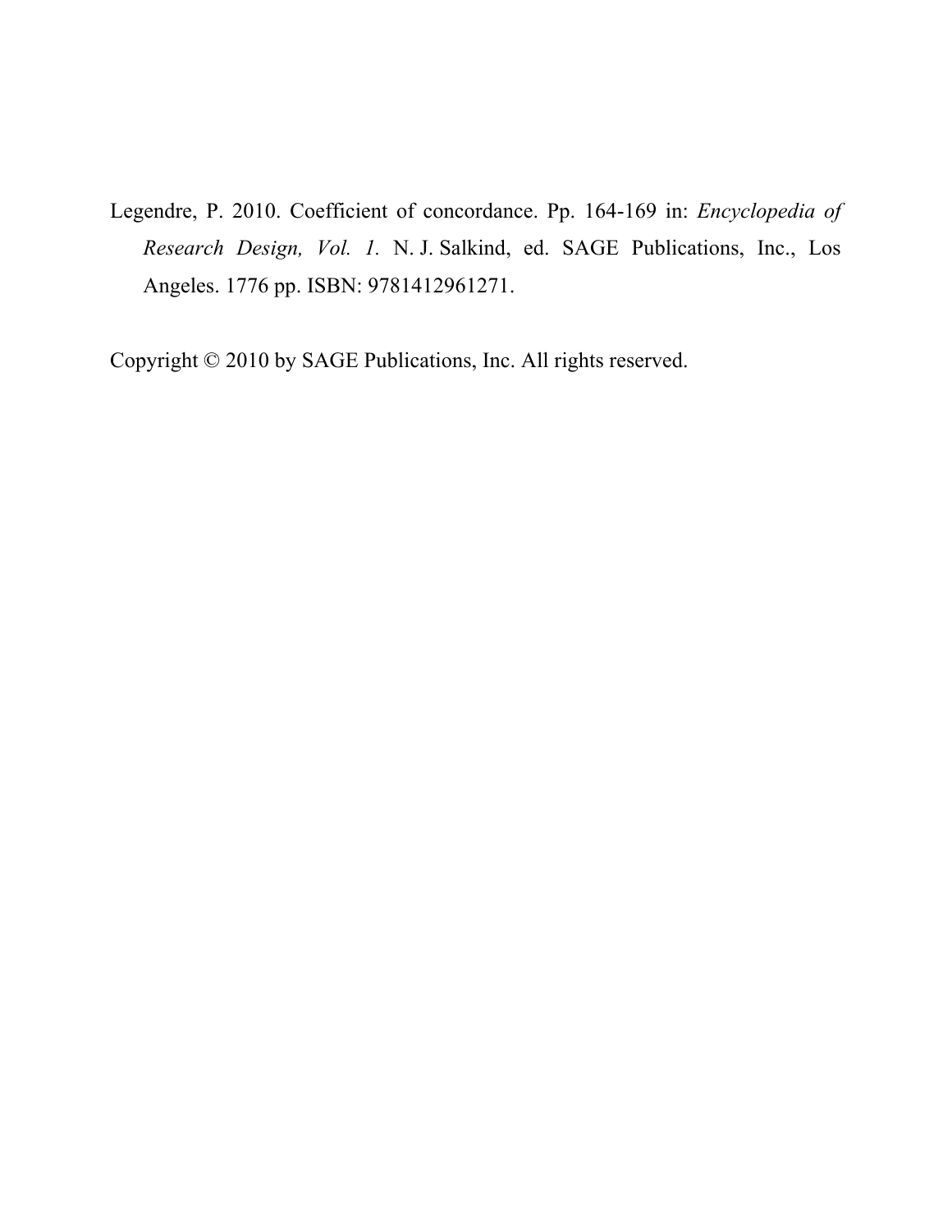Legendre, P. 2010. Coefficient of concordance. Pp. 164-169 in: *Encyclopedia of Research Design, Vol. 1.* N. J. Salkind, ed. SAGE Publications, Inc., Los Angeles. 1776 pp. ISBN: 9781412961271.

Copyright © 2010 by SAGE Publications, Inc. All rights reserved.